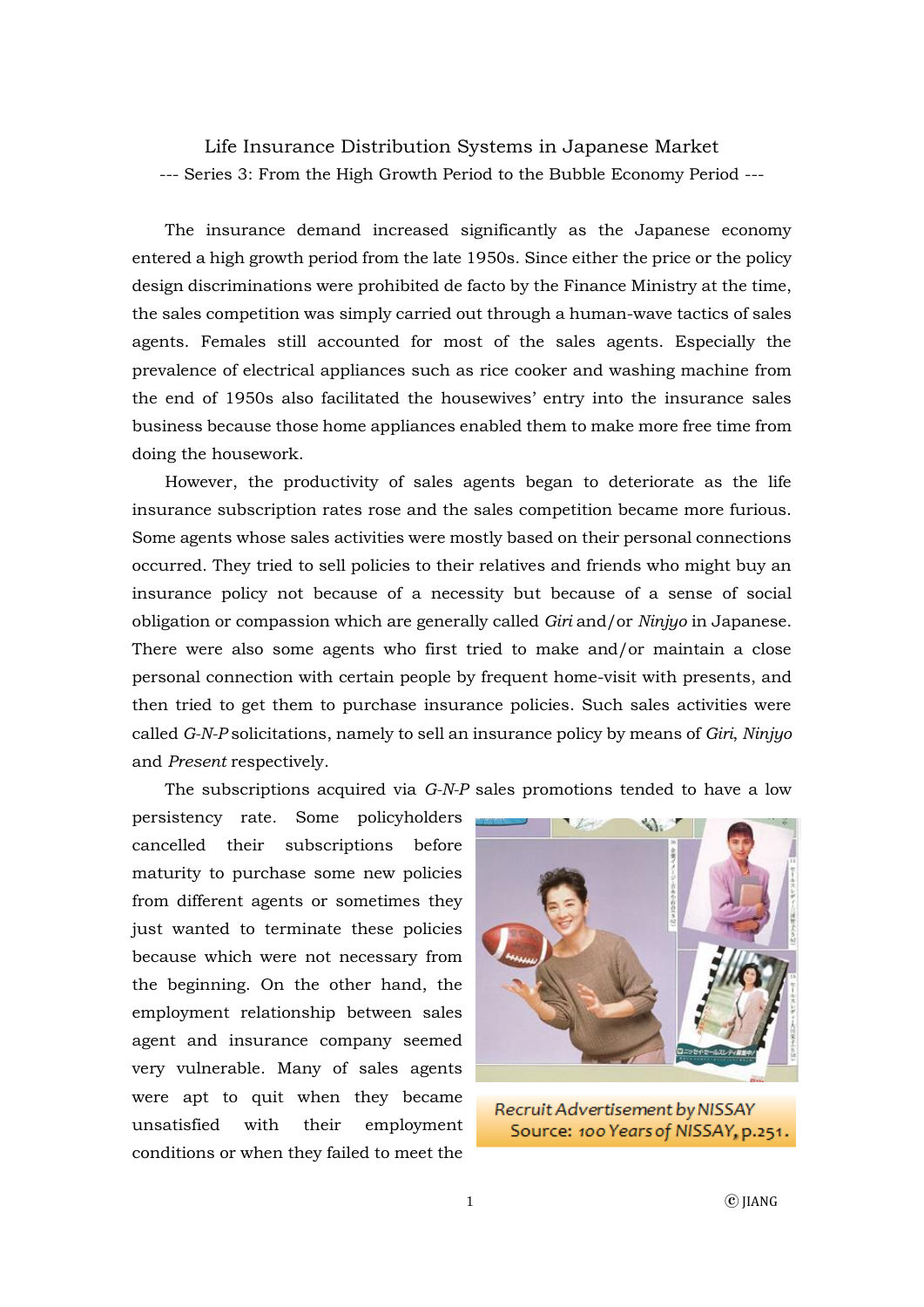# Life Insurance Distribution Systems in Japanese Market

--- Series 3: From the High Growth Period to the Bubble Economy Period ---

The insurance demand increased significantly as the Japanese economy entered a high growth period from the late 1950s. Since either the price or the policy design discriminations were prohibited de facto by the Finance Ministry at the time, the sales competition was simply carried out through a human-wave tactics of sales agents. Females still accounted for most of the sales agents. Especially the prevalence of electrical appliances such as rice cooker and washing machine from the end of 1950s also facilitated the housewives' entry into the insurance sales business because those home appliances enabled them to make more free time from doing the housework.

However, the productivity of sales agents began to deteriorate as the life insurance subscription rates rose and the sales competition became more furious. Some agents whose sales activities were mostly based on their personal connections occurred. They tried to sell policies to their relatives and friends who might buy an insurance policy not because of a necessity but because of a sense of social obligation or compassion which are generally called *Giri* and/or *Ninjyo* in Japanese. There were also some agents who first tried to make and/or maintain a close personal connection with certain people by frequent home-visit with presents, and then tried to get them to purchase insurance policies. Such sales activities were called *G-N-P* solicitations, namely to sell an insurance policy by means of *Giri*, *Ninjyo* and *Present* respectively.

The subscriptions acquired via *G-N-P* sales promotions tended to have a low persistency rate. Some policyholders cancelled their subscriptions before maturity to purchase some new policies from different agents or sometimes they just wanted to terminate these policies because which were not necessary from the beginning. On the other hand, the employment relationship between sales agent and insurance company seemed very vulnerable. Many of sales agents were apt to quit when they became unsatisfied with their employment conditions or when they failed to meet the

Recruit Advertisement by NISSAY
Source: *100 Years of NISSAY*, p.251.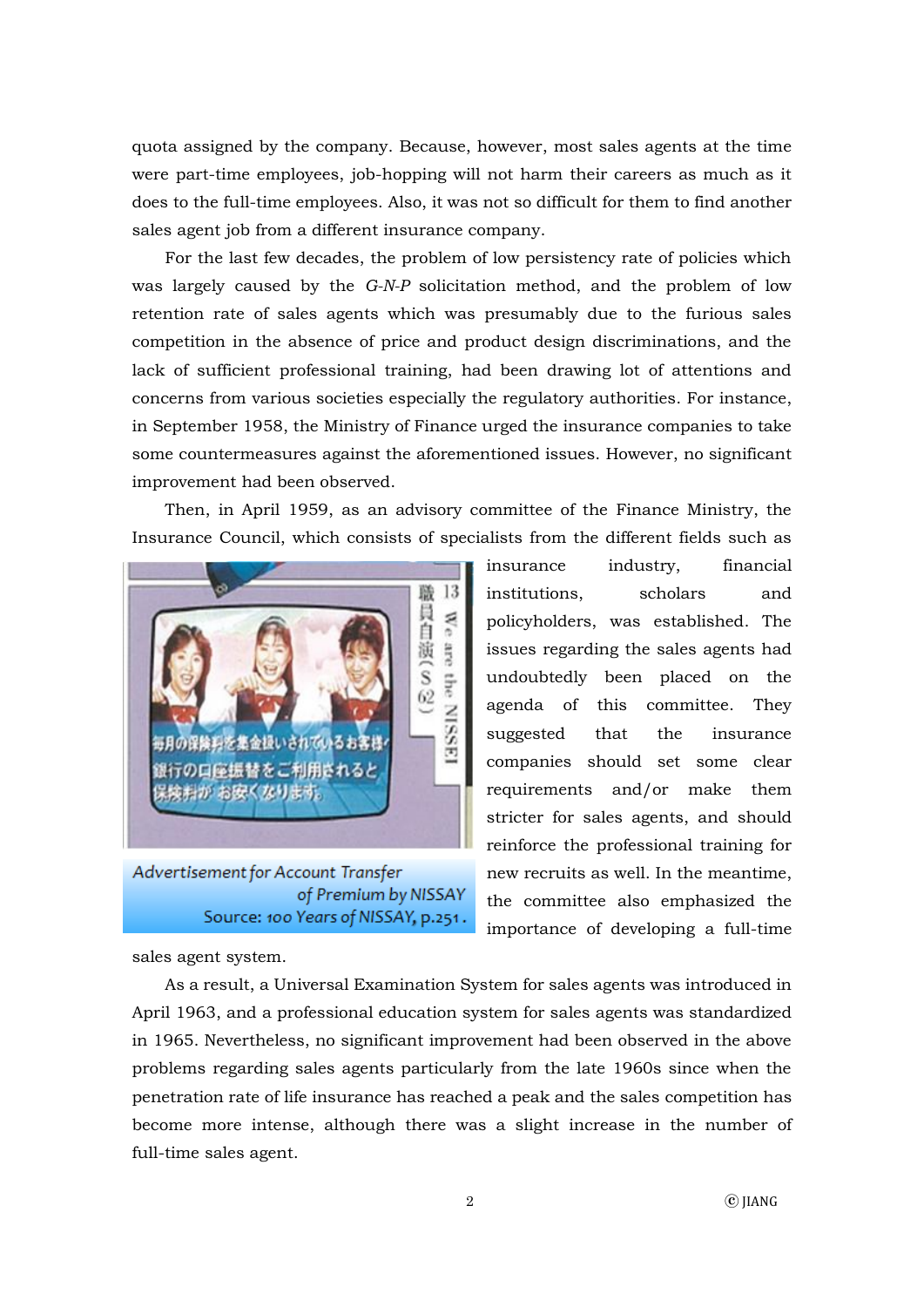quota assigned by the company. Because, however, most sales agents at the time were part-time employees, job-hopping will not harm their careers as much as it does to the full-time employees. Also, it was not so difficult for them to find another sales agent job from a different insurance company.

For the last few decades, the problem of low persistency rate of policies which was largely caused by the *G-N-P* solicitation method, and the problem of low retention rate of sales agents which was presumably due to the furious sales competition in the absence of price and product design discriminations, and the lack of sufficient professional training, had been drawing lot of attentions and concerns from various societies especially the regulatory authorities. For instance, in September 1958, the Ministry of Finance urged the insurance companies to take some countermeasures against the aforementioned issues. However, no significant improvement had been observed.

Then, in April 1959, as an advisory committee of the Finance Ministry, the Insurance Council, which consists of specialists from the different fields such as insurance industry, financial institutions, scholars and policyholders, was established. The issues regarding the sales agents had undoubtedly been placed on the agenda of this committee. They suggested that the insurance companies should set some clear requirements and/or make them stricter for sales agents, and should reinforce the professional training for new recruits as well. In the meantime, the committee also emphasized the importance of developing a full-time sales agent system.

Advertisement for Account Transfer of Premium by NISSAY
Source: 100 Years of NISSAY, p.251.

As a result, a Universal Examination System for sales agents was introduced in April 1963, and a professional education system for sales agents was standardized in 1965. Nevertheless, no significant improvement had been observed in the above problems regarding sales agents particularly from the late 1960s since when the penetration rate of life insurance has reached a peak and the sales competition has become more intense, although there was a slight increase in the number of full-time sales agent.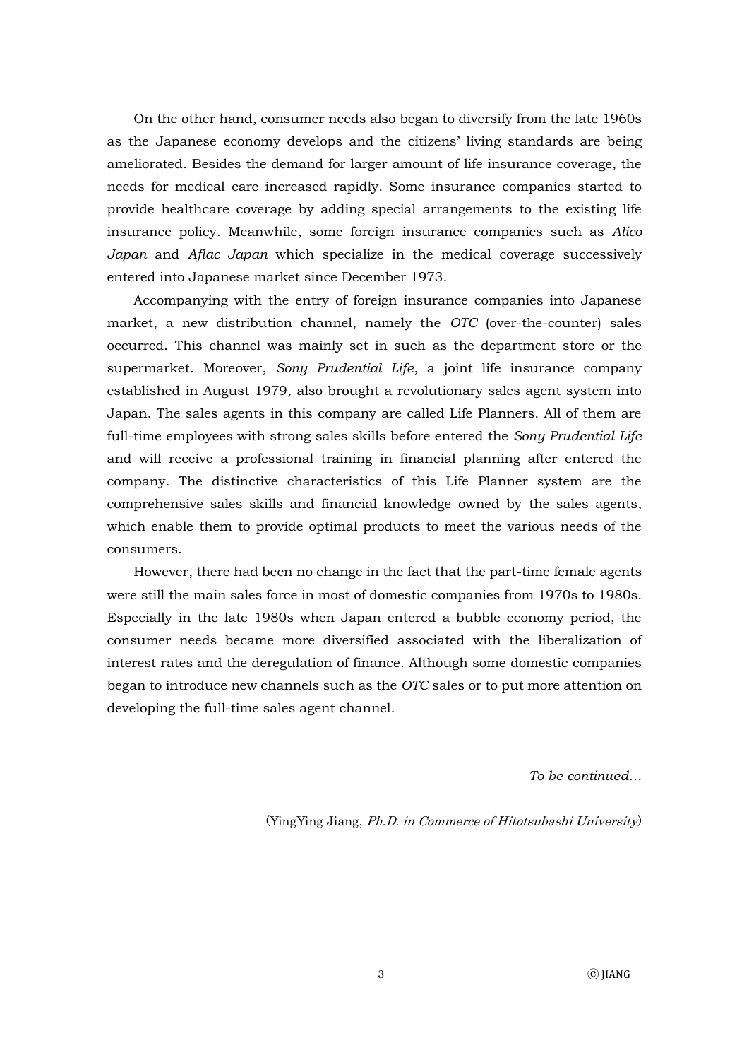On the other hand, consumer needs also began to diversify from the late 1960s as the Japanese economy develops and the citizens' living standards are being ameliorated. Besides the demand for larger amount of life insurance coverage, the needs for medical care increased rapidly. Some insurance companies started to provide healthcare coverage by adding special arrangements to the existing life insurance policy. Meanwhile, some foreign insurance companies such as *Alico Japan* and *Aflac Japan* which specialize in the medical coverage successively entered into Japanese market since December 1973.

Accompanying with the entry of foreign insurance companies into Japanese market, a new distribution channel, namely the *OTC* (over-the-counter) sales occurred. This channel was mainly set in such as the department store or the supermarket. Moreover, *Sony Prudential Life*, a joint life insurance company established in August 1979, also brought a revolutionary sales agent system into Japan. The sales agents in this company are called Life Planners. All of them are full-time employees with strong sales skills before entered the *Sony Prudential Life* and will receive a professional training in financial planning after entered the company. The distinctive characteristics of this Life Planner system are the comprehensive sales skills and financial knowledge owned by the sales agents, which enable them to provide optimal products to meet the various needs of the consumers.

However, there had been no change in the fact that the part-time female agents were still the main sales force in most of domestic companies from 1970s to 1980s. Especially in the late 1980s when Japan entered a bubble economy period, the consumer needs became more diversified associated with the liberalization of interest rates and the deregulation of finance. Although some domestic companies began to introduce new channels such as the *OTC* sales or to put more attention on developing the full-time sales agent channel.

*To be continued…*

(YingYing Jiang, *Ph.D. in Commerce of Hitotsubashi University*)

ⓒ JIANG